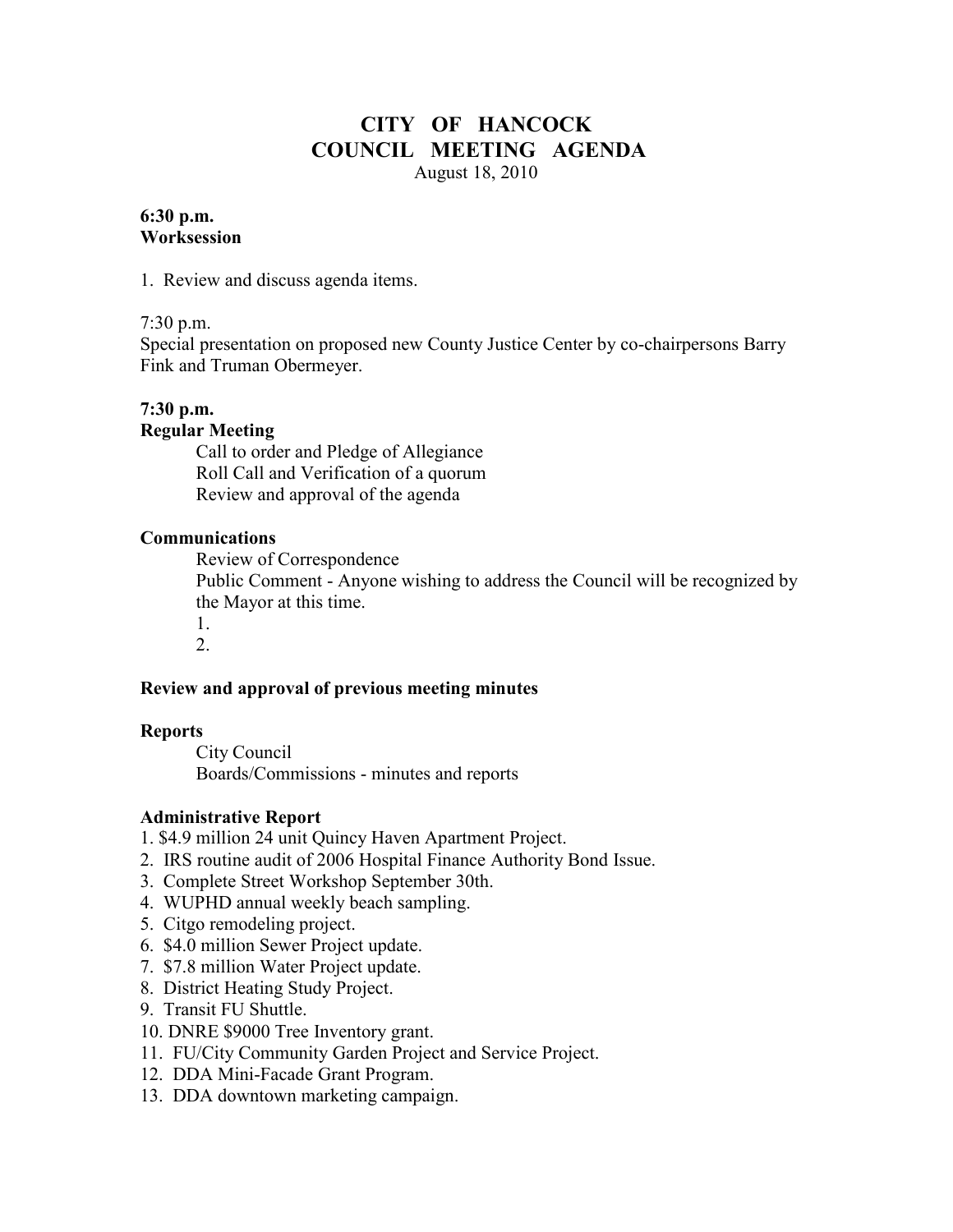# CITY OF HANCOCK
## COUNCIL MEETING AGENDA

August 18, 2010

**6:30 p.m.**
**Worksession**

1. Review and discuss agenda items.

7:30 p.m.
Special presentation on proposed new County Justice Center by co-chairpersons Barry Fink and Truman Obermeyer.

**7:30 p.m.**
**Regular Meeting**

Call to order and Pledge of Allegiance
Roll Call and Verification of a quorum
Review and approval of the agenda

**Communications**

Review of Correspondence
Public Comment - Anyone wishing to address the Council will be recognized by the Mayor at this time.
1.
2.

**Review and approval of previous meeting minutes**

**Reports**

City Council
Boards/Commissions - minutes and reports

**Administrative Report**

1. $4.9 million 24 unit Quincy Haven Apartment Project.
2. IRS routine audit of 2006 Hospital Finance Authority Bond Issue.
3. Complete Street Workshop September 30th.
4. WUPHD annual weekly beach sampling.
5. Citgo remodeling project.
6. $4.0 million Sewer Project update.
7. $7.8 million Water Project update.
8. District Heating Study Project.
9. Transit FU Shuttle.
10. DNRE $9000 Tree Inventory grant.
11. FU/City Community Garden Project and Service Project.
12. DDA Mini-Facade Grant Program.
13. DDA downtown marketing campaign.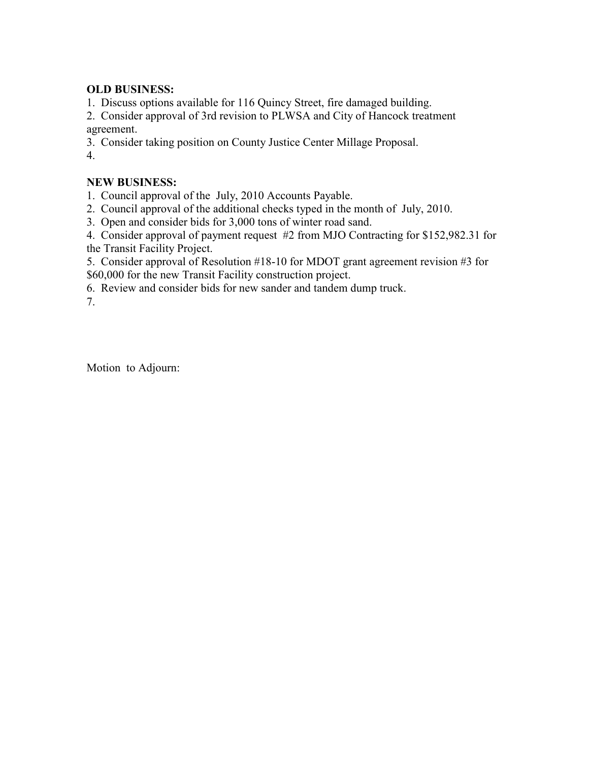**OLD BUSINESS:**

1. Discuss options available for 116 Quincy Street, fire damaged building.
2. Consider approval of 3rd revision to PLWSA and City of Hancock treatment agreement.
3. Consider taking position on County Justice Center Millage Proposal.
4.

**NEW BUSINESS:**

1. Council approval of the July, 2010 Accounts Payable.
2. Council approval of the additional checks typed in the month of July, 2010.
3. Open and consider bids for 3,000 tons of winter road sand.
4. Consider approval of payment request #2 from MJO Contracting for $152,982.31 for the Transit Facility Project.
5. Consider approval of Resolution #18-10 for MDOT grant agreement revision #3 for $60,000 for the new Transit Facility construction project.
6. Review and consider bids for new sander and tandem dump truck.
7.

Motion to Adjourn: